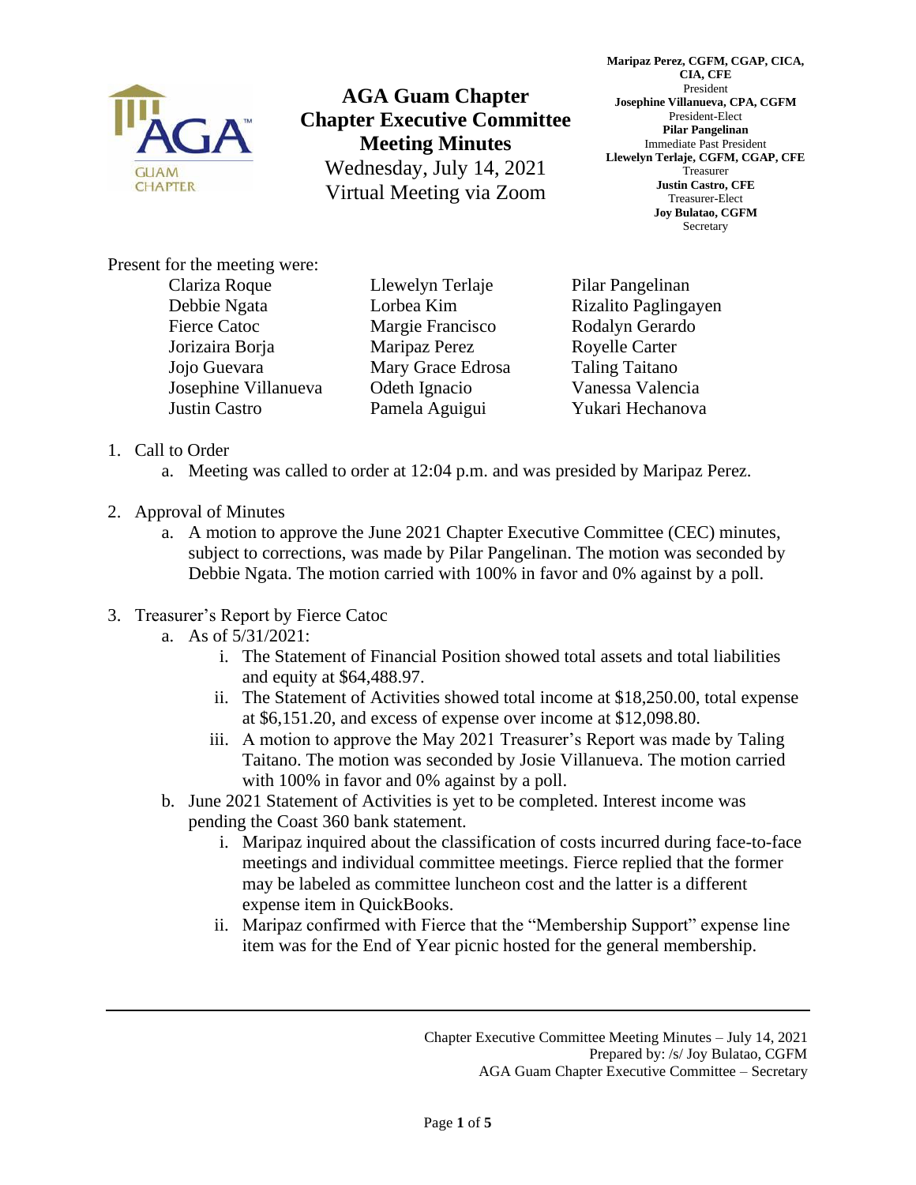# AGA Guam Chapter
## Chapter Executive Committee Meeting Minutes

Wednesday, July 14, 2021
Virtual Meeting via Zoom

**Maripaz Perez, CGFM, CGAP, CICA, CIA, CFE**
President
**Josephine Villanueva, CPA, CGFM**
President-Elect
**Pilar Pangelinan**
Immediate Past President
**Llewelyn Terlaje, CGFM, CGAP, CFE**
Treasurer
**Justin Castro, CFE**
Treasurer-Elect
**Joy Bulatao, CGFM**
Secretary

Present for the meeting were:

| | | |
|---|---|---|
| Clariza Roque | Llewelyn Terlaje | Pilar Pangelinan |
| Debbie Ngata | Lorbea Kim | Rizalito Paglingayen |
| Fierce Catoc | Margie Francisco | Rodalyn Gerardo |
| Jorizaira Borja | Maripaz Perez | Royelle Carter |
| Jojo Guevara | Mary Grace Edrosa | Taling Taitano |
| Josephine Villanueva | Odeth Ignacio | Vanessa Valencia |
| Justin Castro | Pamela Aguigui | Yukari Hechanova |

1. Call to Order
   a. Meeting was called to order at 12:04 p.m. and was presided by Maripaz Perez.

2. Approval of Minutes
   a. A motion to approve the June 2021 Chapter Executive Committee (CEC) minutes, subject to corrections, was made by Pilar Pangelinan. The motion was seconded by Debbie Ngata. The motion carried with 100% in favor and 0% against by a poll.

3. Treasurer's Report by Fierce Catoc
   a. As of 5/31/2021:
      i. The Statement of Financial Position showed total assets and total liabilities and equity at $64,488.97.
      ii. The Statement of Activities showed total income at $18,250.00, total expense at $6,151.20, and excess of expense over income at $12,098.80.
      iii. A motion to approve the May 2021 Treasurer's Report was made by Taling Taitano. The motion was seconded by Josie Villanueva. The motion carried with 100% in favor and 0% against by a poll.
   b. June 2021 Statement of Activities is yet to be completed. Interest income was pending the Coast 360 bank statement.
      i. Maripaz inquired about the classification of costs incurred during face-to-face meetings and individual committee meetings. Fierce replied that the former may be labeled as committee luncheon cost and the latter is a different expense item in QuickBooks.
      ii. Maripaz confirmed with Fierce that the "Membership Support" expense line item was for the End of Year picnic hosted for the general membership.

Chapter Executive Committee Meeting Minutes – July 14, 2021
Prepared by: /s/ Joy Bulatao, CGFM
AGA Guam Chapter Executive Committee – Secretary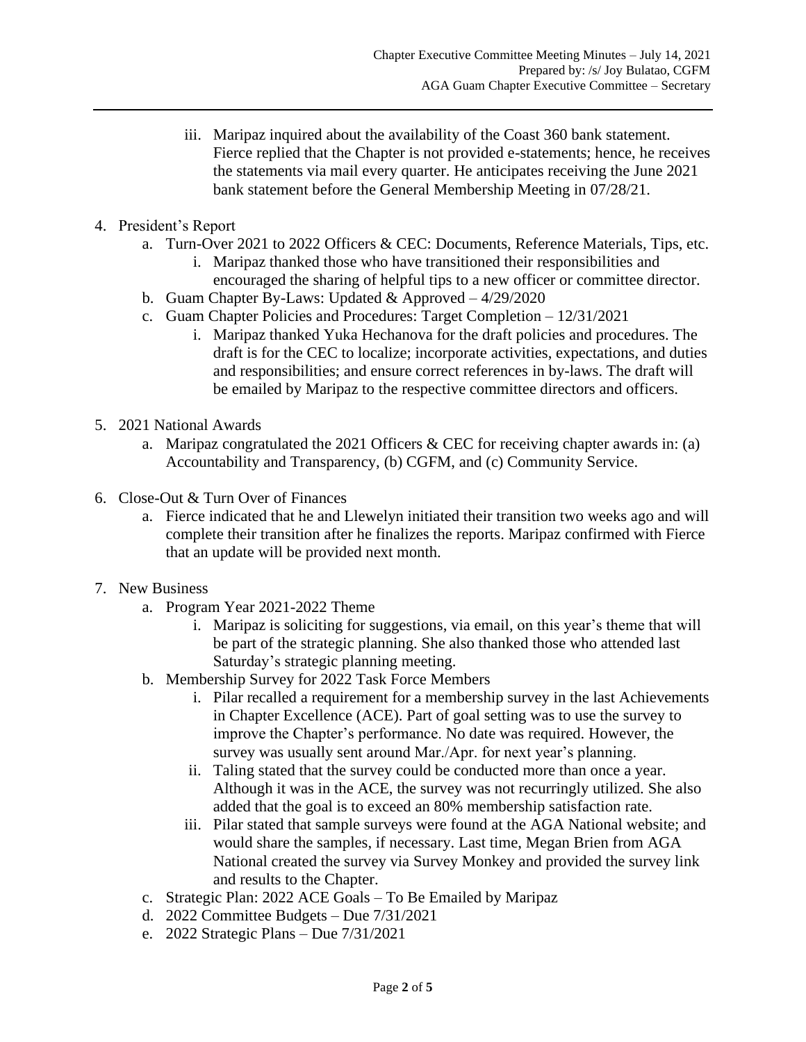iii. Maripaz inquired about the availability of the Coast 360 bank statement. Fierce replied that the Chapter is not provided e-statements; hence, he receives the statements via mail every quarter. He anticipates receiving the June 2021 bank statement before the General Membership Meeting in 07/28/21.

4. President's Report
   a. Turn-Over 2021 to 2022 Officers & CEC: Documents, Reference Materials, Tips, etc.
      i. Maripaz thanked those who have transitioned their responsibilities and encouraged the sharing of helpful tips to a new officer or committee director.
   b. Guam Chapter By-Laws: Updated & Approved – 4/29/2020
   c. Guam Chapter Policies and Procedures: Target Completion – 12/31/2021
      i. Maripaz thanked Yuka Hechanova for the draft policies and procedures. The draft is for the CEC to localize; incorporate activities, expectations, and duties and responsibilities; and ensure correct references in by-laws. The draft will be emailed by Maripaz to the respective committee directors and officers.

5. 2021 National Awards
   a. Maripaz congratulated the 2021 Officers & CEC for receiving chapter awards in: (a) Accountability and Transparency, (b) CGFM, and (c) Community Service.

6. Close-Out & Turn Over of Finances
   a. Fierce indicated that he and Llewelyn initiated their transition two weeks ago and will complete their transition after he finalizes the reports. Maripaz confirmed with Fierce that an update will be provided next month.

7. New Business
   a. Program Year 2021-2022 Theme
      i. Maripaz is soliciting for suggestions, via email, on this year's theme that will be part of the strategic planning. She also thanked those who attended last Saturday's strategic planning meeting.
   b. Membership Survey for 2022 Task Force Members
      i. Pilar recalled a requirement for a membership survey in the last Achievements in Chapter Excellence (ACE). Part of goal setting was to use the survey to improve the Chapter's performance. No date was required. However, the survey was usually sent around Mar./Apr. for next year's planning.
      ii. Taling stated that the survey could be conducted more than once a year. Although it was in the ACE, the survey was not recurringly utilized. She also added that the goal is to exceed an 80% membership satisfaction rate.
      iii. Pilar stated that sample surveys were found at the AGA National website; and would share the samples, if necessary. Last time, Megan Brien from AGA National created the survey via Survey Monkey and provided the survey link and results to the Chapter.
   c. Strategic Plan: 2022 ACE Goals – To Be Emailed by Maripaz
   d. 2022 Committee Budgets – Due 7/31/2021
   e. 2022 Strategic Plans – Due 7/31/2021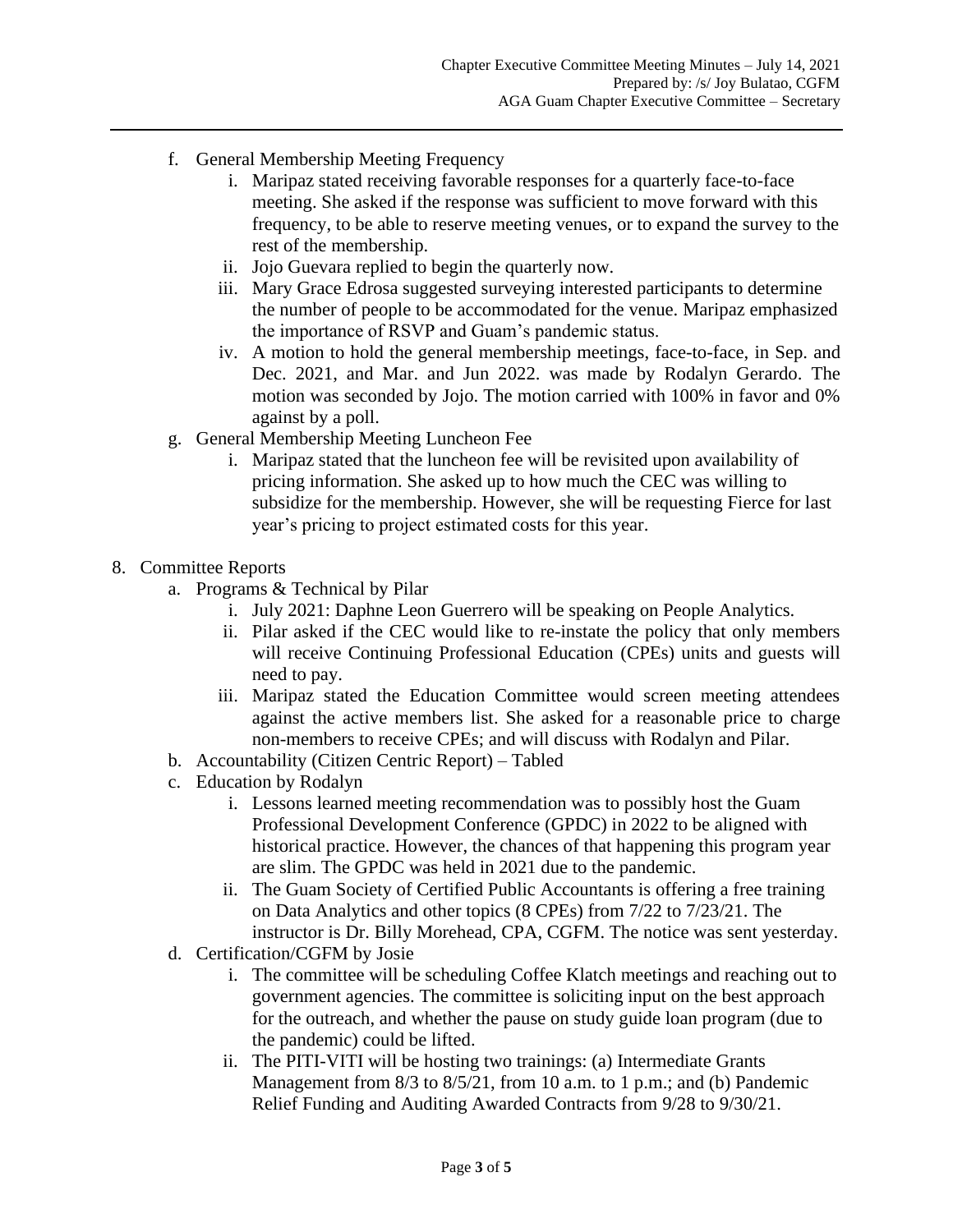f. General Membership Meeting Frequency
   i. Maripaz stated receiving favorable responses for a quarterly face-to-face meeting. She asked if the response was sufficient to move forward with this frequency, to be able to reserve meeting venues, or to expand the survey to the rest of the membership.
   ii. Jojo Guevara replied to begin the quarterly now.
   iii. Mary Grace Edrosa suggested surveying interested participants to determine the number of people to be accommodated for the venue. Maripaz emphasized the importance of RSVP and Guam's pandemic status.
   iv. A motion to hold the general membership meetings, face-to-face, in Sep. and Dec. 2021, and Mar. and Jun 2022. was made by Rodalyn Gerardo. The motion was seconded by Jojo. The motion carried with 100% in favor and 0% against by a poll.

g. General Membership Meeting Luncheon Fee
   i. Maripaz stated that the luncheon fee will be revisited upon availability of pricing information. She asked up to how much the CEC was willing to subsidize for the membership. However, she will be requesting Fierce for last year's pricing to project estimated costs for this year.

8. Committee Reports
   a. Programs & Technical by Pilar
      i. July 2021: Daphne Leon Guerrero will be speaking on People Analytics.
      ii. Pilar asked if the CEC would like to re-instate the policy that only members will receive Continuing Professional Education (CPEs) units and guests will need to pay.
      iii. Maripaz stated the Education Committee would screen meeting attendees against the active members list. She asked for a reasonable price to charge non-members to receive CPEs; and will discuss with Rodalyn and Pilar.
   b. Accountability (Citizen Centric Report) – Tabled
   c. Education by Rodalyn
      i. Lessons learned meeting recommendation was to possibly host the Guam Professional Development Conference (GPDC) in 2022 to be aligned with historical practice. However, the chances of that happening this program year are slim. The GPDC was held in 2021 due to the pandemic.
      ii. The Guam Society of Certified Public Accountants is offering a free training on Data Analytics and other topics (8 CPEs) from 7/22 to 7/23/21. The instructor is Dr. Billy Morehead, CPA, CGFM. The notice was sent yesterday.
   d. Certification/CGFM by Josie
      i. The committee will be scheduling Coffee Klatch meetings and reaching out to government agencies. The committee is soliciting input on the best approach for the outreach, and whether the pause on study guide loan program (due to the pandemic) could be lifted.
      ii. The PITI-VITI will be hosting two trainings: (a) Intermediate Grants Management from 8/3 to 8/5/21, from 10 a.m. to 1 p.m.; and (b) Pandemic Relief Funding and Auditing Awarded Contracts from 9/28 to 9/30/21.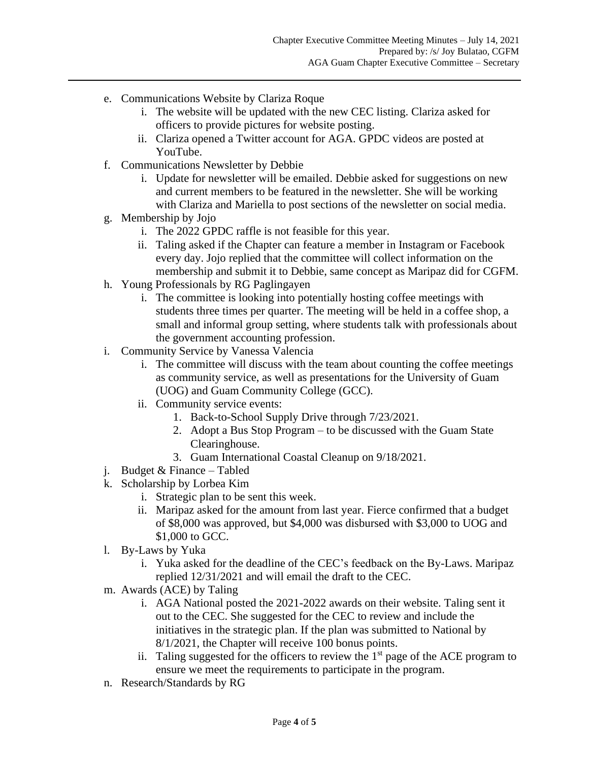e. Communications Website by Clariza Roque
    i. The website will be updated with the new CEC listing. Clariza asked for officers to provide pictures for website posting.
    ii. Clariza opened a Twitter account for AGA. GPDC videos are posted at YouTube.
f. Communications Newsletter by Debbie
    i. Update for newsletter will be emailed. Debbie asked for suggestions on new and current members to be featured in the newsletter. She will be working with Clariza and Mariella to post sections of the newsletter on social media.
g. Membership by Jojo
    i. The 2022 GPDC raffle is not feasible for this year.
    ii. Taling asked if the Chapter can feature a member in Instagram or Facebook every day. Jojo replied that the committee will collect information on the membership and submit it to Debbie, same concept as Maripaz did for CGFM.
h. Young Professionals by RG Paglingayen
    i. The committee is looking into potentially hosting coffee meetings with students three times per quarter. The meeting will be held in a coffee shop, a small and informal group setting, where students talk with professionals about the government accounting profession.
i. Community Service by Vanessa Valencia
    i. The committee will discuss with the team about counting the coffee meetings as community service, as well as presentations for the University of Guam (UOG) and Guam Community College (GCC).
    ii. Community service events:
        1. Back-to-School Supply Drive through 7/23/2021.
        2. Adopt a Bus Stop Program – to be discussed with the Guam State Clearinghouse.
        3. Guam International Coastal Cleanup on 9/18/2021.
j. Budget & Finance – Tabled
k. Scholarship by Lorbea Kim
    i. Strategic plan to be sent this week.
    ii. Maripaz asked for the amount from last year. Fierce confirmed that a budget of $8,000 was approved, but $4,000 was disbursed with $3,000 to UOG and $1,000 to GCC.
l. By-Laws by Yuka
    i. Yuka asked for the deadline of the CEC's feedback on the By-Laws. Maripaz replied 12/31/2021 and will email the draft to the CEC.
m. Awards (ACE) by Taling
    i. AGA National posted the 2021-2022 awards on their website. Taling sent it out to the CEC. She suggested for the CEC to review and include the initiatives in the strategic plan. If the plan was submitted to National by 8/1/2021, the Chapter will receive 100 bonus points.
    ii. Taling suggested for the officers to review the 1st page of the ACE program to ensure we meet the requirements to participate in the program.
n. Research/Standards by RG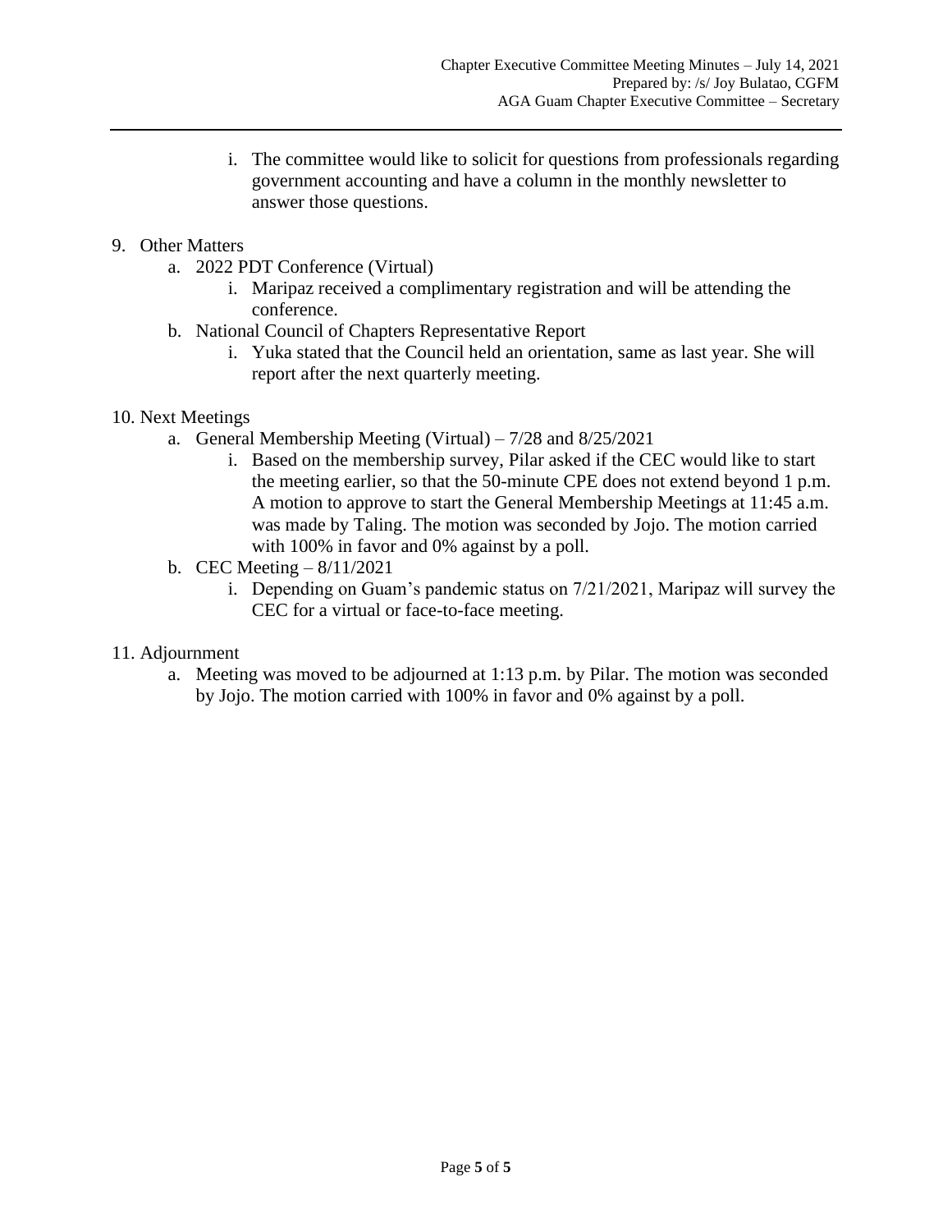i. The committee would like to solicit for questions from professionals regarding government accounting and have a column in the monthly newsletter to answer those questions.

9. Other Matters
    a. 2022 PDT Conference (Virtual)
        i. Maripaz received a complimentary registration and will be attending the conference.
    b. National Council of Chapters Representative Report
        i. Yuka stated that the Council held an orientation, same as last year. She will report after the next quarterly meeting.

10. Next Meetings
    a. General Membership Meeting (Virtual) – 7/28 and 8/25/2021
        i. Based on the membership survey, Pilar asked if the CEC would like to start the meeting earlier, so that the 50-minute CPE does not extend beyond 1 p.m. A motion to approve to start the General Membership Meetings at 11:45 a.m. was made by Taling. The motion was seconded by Jojo. The motion carried with 100% in favor and 0% against by a poll.
    b. CEC Meeting – 8/11/2021
        i. Depending on Guam's pandemic status on 7/21/2021, Maripaz will survey the CEC for a virtual or face-to-face meeting.

11. Adjournment
    a. Meeting was moved to be adjourned at 1:13 p.m. by Pilar. The motion was seconded by Jojo. The motion carried with 100% in favor and 0% against by a poll.